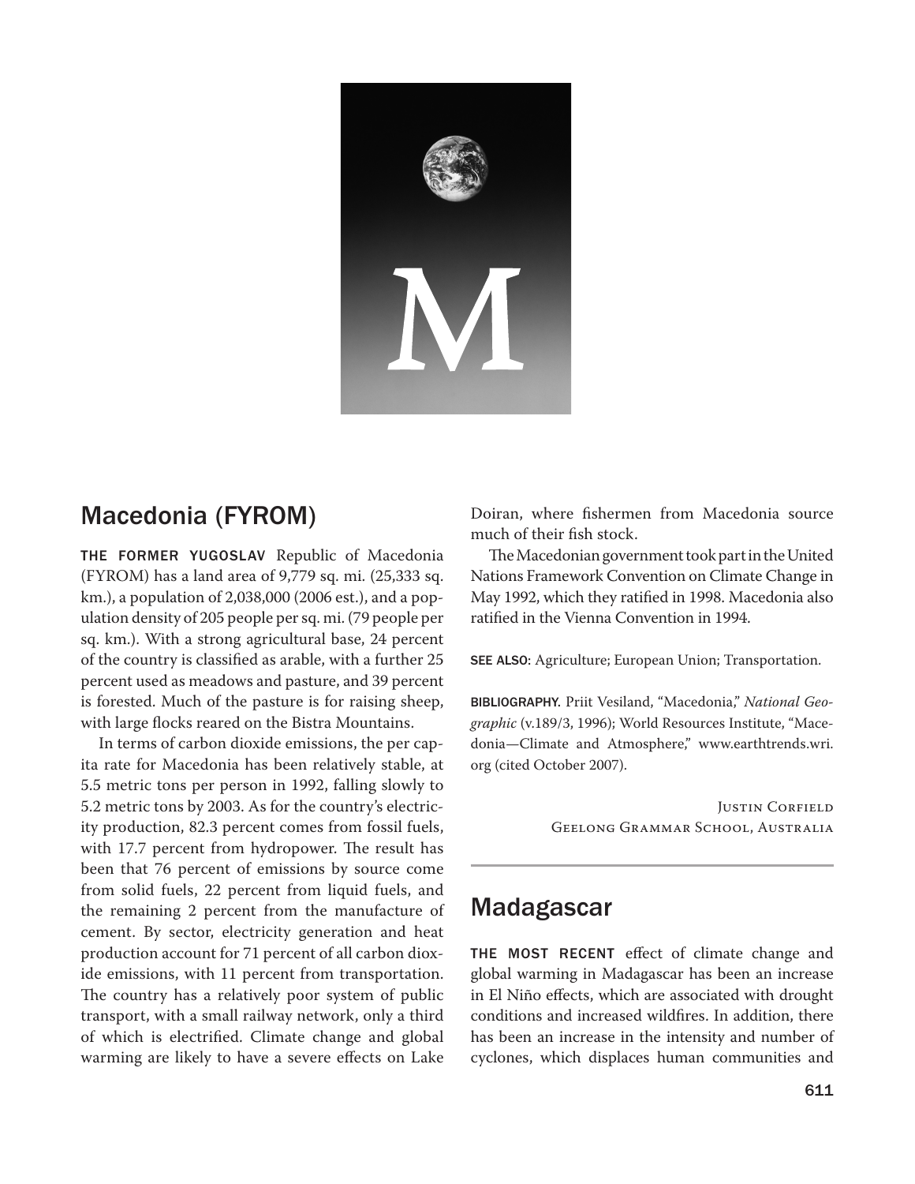# M

## Macedonia (FYROM)

**THE FORMER YUGOSLAV** Republic of Macedonia (FYROM) has a land area of 9,779 sq. mi. (25,333 sq. km.), a population of 2,038,000 (2006 est.), and a population density of 205 people per sq. mi. (79 people per sq. km.). With a strong agricultural base, 24 percent of the country is classified as arable, with a further 25 percent used as meadows and pasture, and 39 percent is forested. Much of the pasture is for raising sheep, with large flocks reared on the Bistra Mountains.

In terms of carbon dioxide emissions, the per capita rate for Macedonia has been relatively stable, at 5.5 metric tons per person in 1992, falling slowly to 5.2 metric tons by 2003. As for the country's electricity production, 82.3 percent comes from fossil fuels, with 17.7 percent from hydropower. The result has been that 76 percent of emissions by source come from solid fuels, 22 percent from liquid fuels, and the remaining 2 percent from the manufacture of cement. By sector, electricity generation and heat production account for 71 percent of all carbon dioxide emissions, with 11 percent from transportation. The country has a relatively poor system of public transport, with a small railway network, only a third of which is electrified. Climate change and global warming are likely to have a severe effects on Lake Doiran, where fishermen from Macedonia source much of their fish stock.

The Macedonian government took part in the United Nations Framework Convention on Climate Change in May 1992, which they ratified in 1998. Macedonia also ratified in the Vienna Convention in 1994.

**SEE ALSO:** Agriculture; European Union; Transportation.

**BIBLIOGRAPHY.** Priit Vesiland, "Macedonia," *National Geographic* (v.189/3, 1996); World Resources Institute, "Macedonia—Climate and Atmosphere," www.earthtrends.wri.org (cited October 2007).

Justin Corfield
Geelong Grammar School, Australia

## Madagascar

**THE MOST RECENT** effect of climate change and global warming in Madagascar has been an increase in El Niño effects, which are associated with drought conditions and increased wildfires. In addition, there has been an increase in the intensity and number of cyclones, which displaces human communities and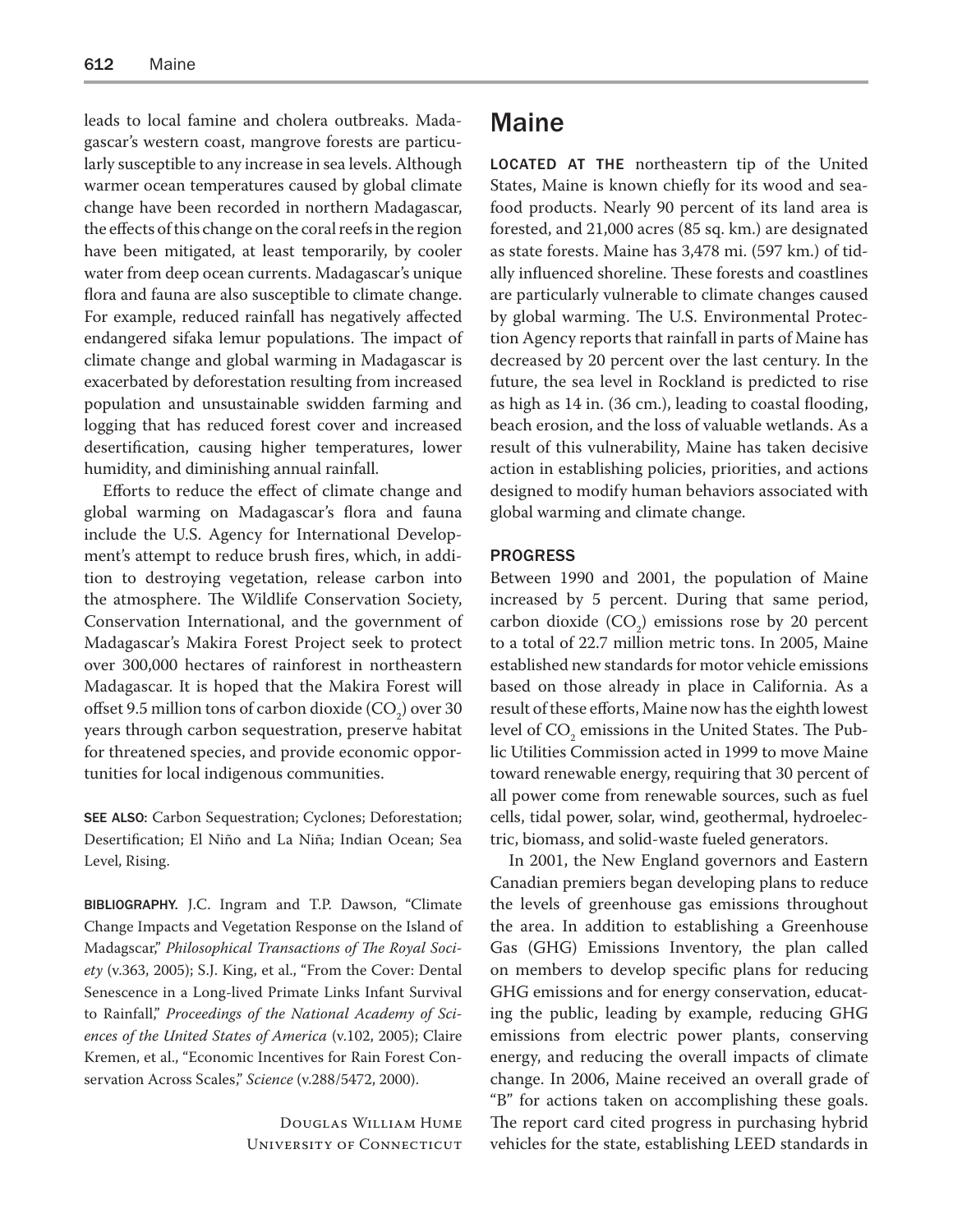leads to local famine and cholera outbreaks. Madagascar's western coast, mangrove forests are particularly susceptible to any increase in sea levels. Although warmer ocean temperatures caused by global climate change have been recorded in northern Madagascar, the effects of this change on the coral reefs in the region have been mitigated, at least temporarily, by cooler water from deep ocean currents. Madagascar's unique flora and fauna are also susceptible to climate change. For example, reduced rainfall has negatively affected endangered sifaka lemur populations. The impact of climate change and global warming in Madagascar is exacerbated by deforestation resulting from increased population and unsustainable swidden farming and logging that has reduced forest cover and increased desertification, causing higher temperatures, lower humidity, and diminishing annual rainfall.

Efforts to reduce the effect of climate change and global warming on Madagascar's flora and fauna include the U.S. Agency for International Development's attempt to reduce brush fires, which, in addition to destroying vegetation, release carbon into the atmosphere. The Wildlife Conservation Society, Conservation International, and the government of Madagascar's Makira Forest Project seek to protect over 300,000 hectares of rainforest in northeastern Madagascar. It is hoped that the Makira Forest will offset 9.5 million tons of carbon dioxide ($CO_2$) over 30 years through carbon sequestration, preserve habitat for threatened species, and provide economic opportunities for local indigenous communities.

**SEE ALSO:** Carbon Sequestration; Cyclones; Deforestation; Desertification; El Niño and La Niña; Indian Ocean; Sea Level, Rising.

**BIBLIOGRAPHY.** J.C. Ingram and T.P. Dawson, "Climate Change Impacts and Vegetation Response on the Island of Madagscar," *Philosophical Transactions of The Royal Society* (v.363, 2005); S.J. King, et al., "From the Cover: Dental Senescence in a Long-lived Primate Links Infant Survival to Rainfall," *Proceedings of the National Academy of Sciences of the United States of America* (v.102, 2005); Claire Kremen, et al., "Economic Incentives for Rain Forest Conservation Across Scales," *Science* (v.288/5472, 2000).

Douglas William Hume
University of Connecticut

# Maine

**LOCATED AT THE** northeastern tip of the United States, Maine is known chiefly for its wood and seafood products. Nearly 90 percent of its land area is forested, and 21,000 acres (85 sq. km.) are designated as state forests. Maine has 3,478 mi. (597 km.) of tidally influenced shoreline. These forests and coastlines are particularly vulnerable to climate changes caused by global warming. The U.S. Environmental Protection Agency reports that rainfall in parts of Maine has decreased by 20 percent over the last century. In the future, the sea level in Rockland is predicted to rise as high as 14 in. (36 cm.), leading to coastal flooding, beach erosion, and the loss of valuable wetlands. As a result of this vulnerability, Maine has taken decisive action in establishing policies, priorities, and actions designed to modify human behaviors associated with global warming and climate change.

## PROGRESS

Between 1990 and 2001, the population of Maine increased by 5 percent. During that same period, carbon dioxide ($CO_2$) emissions rose by 20 percent to a total of 22.7 million metric tons. In 2005, Maine established new standards for motor vehicle emissions based on those already in place in California. As a result of these efforts, Maine now has the eighth lowest level of $CO_2$ emissions in the United States. The Public Utilities Commission acted in 1999 to move Maine toward renewable energy, requiring that 30 percent of all power come from renewable sources, such as fuel cells, tidal power, solar, wind, geothermal, hydroelectric, biomass, and solid-waste fueled generators.

In 2001, the New England governors and Eastern Canadian premiers began developing plans to reduce the levels of greenhouse gas emissions throughout the area. In addition to establishing a Greenhouse Gas (GHG) Emissions Inventory, the plan called on members to develop specific plans for reducing GHG emissions and for energy conservation, educating the public, leading by example, reducing GHG emissions from electric power plants, conserving energy, and reducing the overall impacts of climate change. In 2006, Maine received an overall grade of "B" for actions taken on accomplishing these goals. The report card cited progress in purchasing hybrid vehicles for the state, establishing LEED standards in